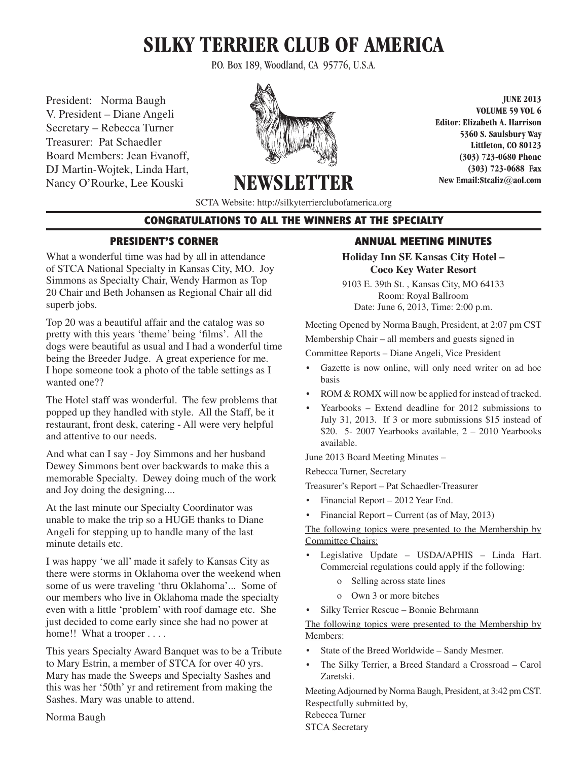# SILKY TERRIER CLUB OF AMERICA

P.O. Box 189, Woodland, CA 95776, U.S.A.

President: Norma Baugh
V. President – Diane Angeli
Secretary – Rebecca Turner
Treasurer: Pat Schaedler
Board Members: Jean Evanoff, DJ Martin-Wojtek, Linda Hart, Nancy O'Rourke, Lee Kouski

# NEWSLETTER

**JUNE 2013**
**VOLUME 59 VOL 6**
**Editor: Elizabeth A. Harrison**
**5360 S. Saulsbury Way**
**Littleton, CO 80123**
**(303) 723-0680 Phone**
**(303) 723-0688 Fax**
**New Email:Stcaliz@aol.com**

SCTA Website: http://silkyterrierclubofamerica.org

## CONGRATULATIONS TO ALL THE WINNERS AT THE SPECIALTY

### PRESIDENT'S CORNER

What a wonderful time was had by all in attendance of STCA National Specialty in Kansas City, MO. Joy Simmons as Specialty Chair, Wendy Harmon as Top 20 Chair and Beth Johansen as Regional Chair all did superb jobs.

Top 20 was a beautiful affair and the catalog was so pretty with this years 'theme' being 'films'. All the dogs were beautiful as usual and I had a wonderful time being the Breeder Judge. A great experience for me. I hope someone took a photo of the table settings as I wanted one??

The Hotel staff was wonderful. The few problems that popped up they handled with style. All the Staff, be it restaurant, front desk, catering - All were very helpful and attentive to our needs.

And what can I say - Joy Simmons and her husband Dewey Simmons bent over backwards to make this a memorable Specialty. Dewey doing much of the work and Joy doing the designing....

At the last minute our Specialty Coordinator was unable to make the trip so a HUGE thanks to Diane Angeli for stepping up to handle many of the last minute details etc.

I was happy 'we all' made it safely to Kansas City as there were storms in Oklahoma over the weekend when some of us were traveling 'thru Oklahoma'... Some of our members who live in Oklahoma made the specialty even with a little 'problem' with roof damage etc. She just decided to come early since she had no power at home!! What a trooper . . . .

This years Specialty Award Banquet was to be a Tribute to Mary Estrin, a member of STCA for over 40 yrs. Mary has made the Sweeps and Specialty Sashes and this was her '50th' yr and retirement from making the Sashes. Mary was unable to attend.

Norma Baugh

### ANNUAL MEETING MINUTES

**Holiday Inn SE Kansas City Hotel – Coco Key Water Resort**

9103 E. 39th St. , Kansas City, MO 64133
Room: Royal Ballroom
Date: June 6, 2013, Time: 2:00 p.m.

Meeting Opened by Norma Baugh, President, at 2:07 pm CST

Membership Chair – all members and guests signed in

Committee Reports – Diane Angeli, Vice President

- Gazette is now online, will only need writer on ad hoc basis
- ROM & ROMX will now be applied for instead of tracked.
- Yearbooks – Extend deadline for 2012 submissions to July 31, 2013. If 3 or more submissions $15 instead of $20. 5- 2007 Yearbooks available, 2 – 2010 Yearbooks available.

June 2013 Board Meeting Minutes –

Rebecca Turner, Secretary

Treasurer's Report – Pat Schaedler-Treasurer

- Financial Report – 2012 Year End.
- Financial Report – Current (as of May, 2013)

<u>The following topics were presented to the Membership by Committee Chairs:</u>

- Legislative Update – USDA/APHIS – Linda Hart. Commercial regulations could apply if the following:
  - o Selling across state lines
  - o Own 3 or more bitches
- Silky Terrier Rescue – Bonnie Behrmann

<u>The following topics were presented to the Membership by Members:</u>

- State of the Breed Worldwide – Sandy Mesmer.
- The Silky Terrier, a Breed Standard a Crossroad – Carol Zaretski.

Meeting Adjourned by Norma Baugh, President, at 3:42 pm CST.
Respectfully submitted by,
Rebecca Turner
STCA Secretary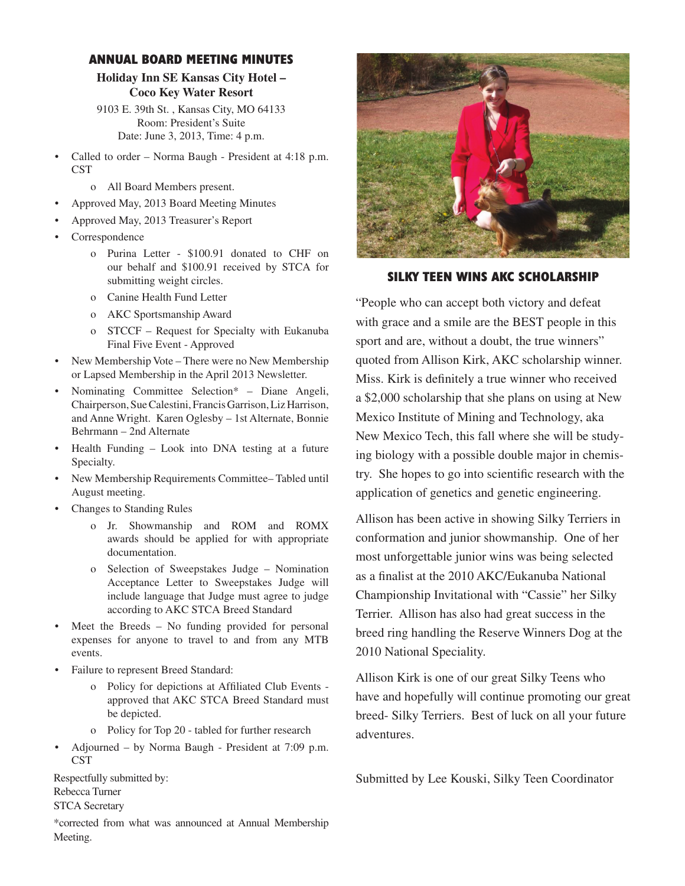## ANNUAL BOARD MEETING MINUTES

**Holiday Inn SE Kansas City Hotel – Coco Key Water Resort**

9103 E. 39th St. , Kansas City, MO 64133
Room: President's Suite
Date: June 3, 2013, Time: 4 p.m.

- Called to order – Norma Baugh - President at 4:18 p.m. CST
  - All Board Members present.
- Approved May, 2013 Board Meeting Minutes
- Approved May, 2013 Treasurer's Report
- Correspondence
  - Purina Letter - $100.91 donated to CHF on our behalf and $100.91 received by STCA for submitting weight circles.
  - Canine Health Fund Letter
  - AKC Sportsmanship Award
  - STCCF – Request for Specialty with Eukanuba Final Five Event - Approved
- New Membership Vote – There were no New Membership or Lapsed Membership in the April 2013 Newsletter.
- Nominating Committee Selection* – Diane Angeli, Chairperson, Sue Calestini, Francis Garrison, Liz Harrison, and Anne Wright. Karen Oglesby – 1st Alternate, Bonnie Behrmann – 2nd Alternate
- Health Funding – Look into DNA testing at a future Specialty.
- New Membership Requirements Committee– Tabled until August meeting.
- Changes to Standing Rules
  - Jr. Showmanship and ROM and ROMX awards should be applied for with appropriate documentation.
  - Selection of Sweepstakes Judge – Nomination Acceptance Letter to Sweepstakes Judge will include language that Judge must agree to judge according to AKC STCA Breed Standard
- Meet the Breeds – No funding provided for personal expenses for anyone to travel to and from any MTB events.
- Failure to represent Breed Standard:
  - Policy for depictions at Affiliated Club Events - approved that AKC STCA Breed Standard must be depicted.
  - Policy for Top 20 - tabled for further research
- Adjourned – by Norma Baugh - President at 7:09 p.m. CST

Respectfully submitted by:
Rebecca Turner
STCA Secretary

*corrected from what was announced at Annual Membership Meeting.

## SILKY TEEN WINS AKC SCHOLARSHIP

"People who can accept both victory and defeat with grace and a smile are the BEST people in this sport and are, without a doubt, the true winners" quoted from Allison Kirk, AKC scholarship winner. Miss. Kirk is definitely a true winner who received a $2,000 scholarship that she plans on using at New Mexico Institute of Mining and Technology, aka New Mexico Tech, this fall where she will be studying biology with a possible double major in chemistry. She hopes to go into scientific research with the application of genetics and genetic engineering.

Allison has been active in showing Silky Terriers in conformation and junior showmanship. One of her most unforgettable junior wins was being selected as a finalist at the 2010 AKC/Eukanuba National Championship Invitational with "Cassie" her Silky Terrier. Allison has also had great success in the breed ring handling the Reserve Winners Dog at the 2010 National Speciality.

Allison Kirk is one of our great Silky Teens who have and hopefully will continue promoting our great breed- Silky Terriers. Best of luck on all your future adventures.

Submitted by Lee Kouski, Silky Teen Coordinator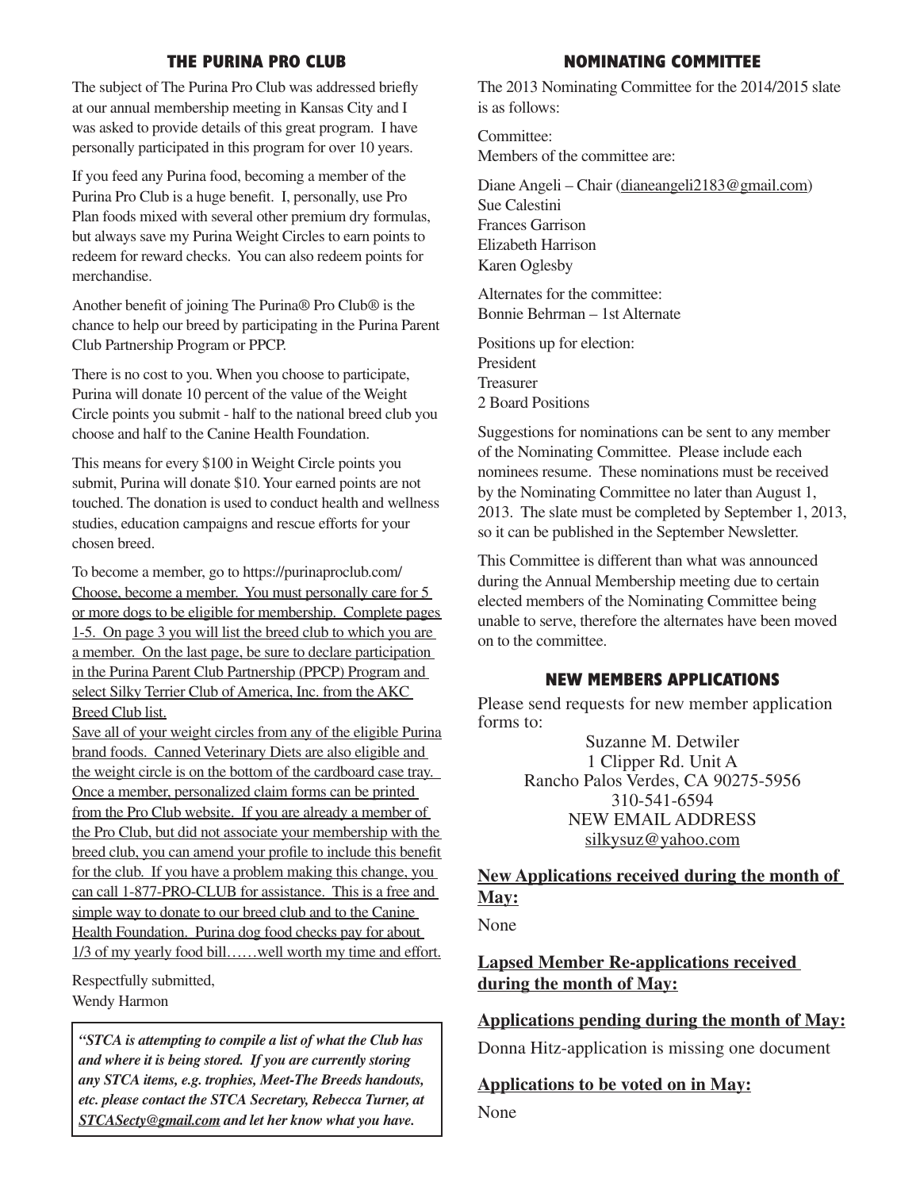## THE PURINA PRO CLUB

The subject of The Purina Pro Club was addressed briefly at our annual membership meeting in Kansas City and I was asked to provide details of this great program. I have personally participated in this program for over 10 years.

If you feed any Purina food, becoming a member of the Purina Pro Club is a huge benefit. I, personally, use Pro Plan foods mixed with several other premium dry formulas, but always save my Purina Weight Circles to earn points to redeem for reward checks. You can also redeem points for merchandise.

Another benefit of joining The Purina® Pro Club® is the chance to help our breed by participating in the Purina Parent Club Partnership Program or PPCP.

There is no cost to you. When you choose to participate, Purina will donate 10 percent of the value of the Weight Circle points you submit - half to the national breed club you choose and half to the Canine Health Foundation.

This means for every $100 in Weight Circle points you submit, Purina will donate $10. Your earned points are not touched. The donation is used to conduct health and wellness studies, education campaigns and rescue efforts for your chosen breed.

To become a member, go to https://purinaproclub.com/ Choose, become a member. You must personally care for 5 or more dogs to be eligible for membership. Complete pages 1-5. On page 3 you will list the breed club to which you are a member. On the last page, be sure to declare participation in the Purina Parent Club Partnership (PPCP) Program and select Silky Terrier Club of America, Inc. from the AKC Breed Club list.
Save all of your weight circles from any of the eligible Purina brand foods. Canned Veterinary Diets are also eligible and the weight circle is on the bottom of the cardboard case tray. Once a member, personalized claim forms can be printed from the Pro Club website. If you are already a member of the Pro Club, but did not associate your membership with the breed club, you can amend your profile to include this benefit for the club. If you have a problem making this change, you can call 1-877-PRO-CLUB for assistance. This is a free and simple way to donate to our breed club and to the Canine Health Foundation. Purina dog food checks pay for about 1/3 of my yearly food bill……well worth my time and effort.

Respectfully submitted,
Wendy Harmon

***"STCA is attempting to compile a list of what the Club has and where it is being stored. If you are currently storing any STCA items, e.g. trophies, Meet-The Breeds handouts, etc. please contact the STCA Secretary, Rebecca Turner, at STCASecty@gmail.com and let her know what you have.***

## NOMINATING COMMITTEE

The 2013 Nominating Committee for the 2014/2015 slate is as follows:

Committee:
Members of the committee are:

Diane Angeli – Chair (dianeangeli2183@gmail.com)
Sue Calestini
Frances Garrison
Elizabeth Harrison
Karen Oglesby

Alternates for the committee:
Bonnie Behrman – 1st Alternate

Positions up for election:
President
Treasurer
2 Board Positions

Suggestions for nominations can be sent to any member of the Nominating Committee. Please include each nominees resume. These nominations must be received by the Nominating Committee no later than August 1, 2013. The slate must be completed by September 1, 2013, so it can be published in the September Newsletter.

This Committee is different than what was announced during the Annual Membership meeting due to certain elected members of the Nominating Committee being unable to serve, therefore the alternates have been moved on to the committee.

## NEW MEMBERS APPLICATIONS

Please send requests for new member application forms to:

Suzanne M. Detwiler
1 Clipper Rd. Unit A
Rancho Palos Verdes, CA 90275-5956
310-541-6594
NEW EMAIL ADDRESS
silkysuz@yahoo.com

**New Applications received during the month of May:**

None

**Lapsed Member Re-applications received during the month of May:**

**Applications pending during the month of May:**

Donna Hitz-application is missing one document

**Applications to be voted on in May:**

None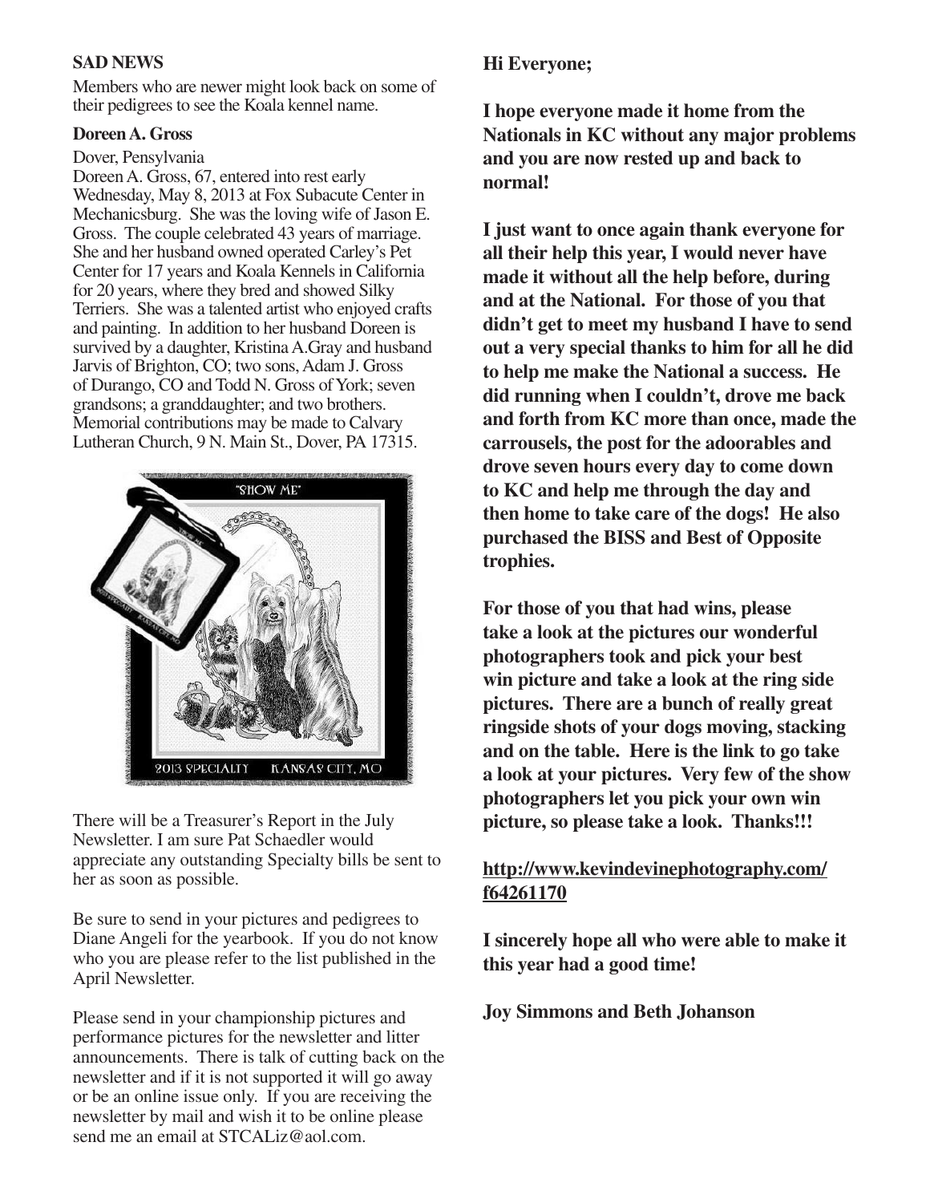**SAD NEWS**

Members who are newer might look back on some of their pedigrees to see the Koala kennel name.

**Doreen A. Gross**

Dover, Pensylvania

Doreen A. Gross, 67, entered into rest early Wednesday, May 8, 2013 at Fox Subacute Center in Mechanicsburg. She was the loving wife of Jason E. Gross. The couple celebrated 43 years of marriage. She and her husband owned operated Carley's Pet Center for 17 years and Koala Kennels in California for 20 years, where they bred and showed Silky Terriers. She was a talented artist who enjoyed crafts and painting. In addition to her husband Doreen is survived by a daughter, Kristina A.Gray and husband Jarvis of Brighton, CO; two sons, Adam J. Gross of Durango, CO and Todd N. Gross of York; seven grandsons; a granddaughter; and two brothers. Memorial contributions may be made to Calvary Lutheran Church, 9 N. Main St., Dover, PA 17315.

"SHOW ME"

2013 SPECIALTY KANSAS CITY, MO

There will be a Treasurer's Report in the July Newsletter. I am sure Pat Schaedler would appreciate any outstanding Specialty bills be sent to her as soon as possible.

Be sure to send in your pictures and pedigrees to Diane Angeli for the yearbook. If you do not know who you are please refer to the list published in the April Newsletter.

Please send in your championship pictures and performance pictures for the newsletter and litter announcements. There is talk of cutting back on the newsletter and if it is not supported it will go away or be an online issue only. If you are receiving the newsletter by mail and wish it to be online please send me an email at STCALiz@aol.com.

**Hi Everyone;**

**I hope everyone made it home from the Nationals in KC without any major problems and you are now rested up and back to normal!**

**I just want to once again thank everyone for all their help this year, I would never have made it without all the help before, during and at the National. For those of you that didn't get to meet my husband I have to send out a very special thanks to him for all he did to help me make the National a success. He did running when I couldn't, drove me back and forth from KC more than once, made the carrousels, the post for the adoorables and drove seven hours every day to come down to KC and help me through the day and then home to take care of the dogs! He also purchased the BISS and Best of Opposite trophies.**

**For those of you that had wins, please take a look at the pictures our wonderful photographers took and pick your best win picture and take a look at the ring side pictures. There are a bunch of really great ringside shots of your dogs moving, stacking and on the table. Here is the link to go take a look at your pictures. Very few of the show photographers let you pick your own win picture, so please take a look. Thanks!!!**

**http://www.kevindevinephotography.com/f64261170**

**I sincerely hope all who were able to make it this year had a good time!**

**Joy Simmons and Beth Johanson**